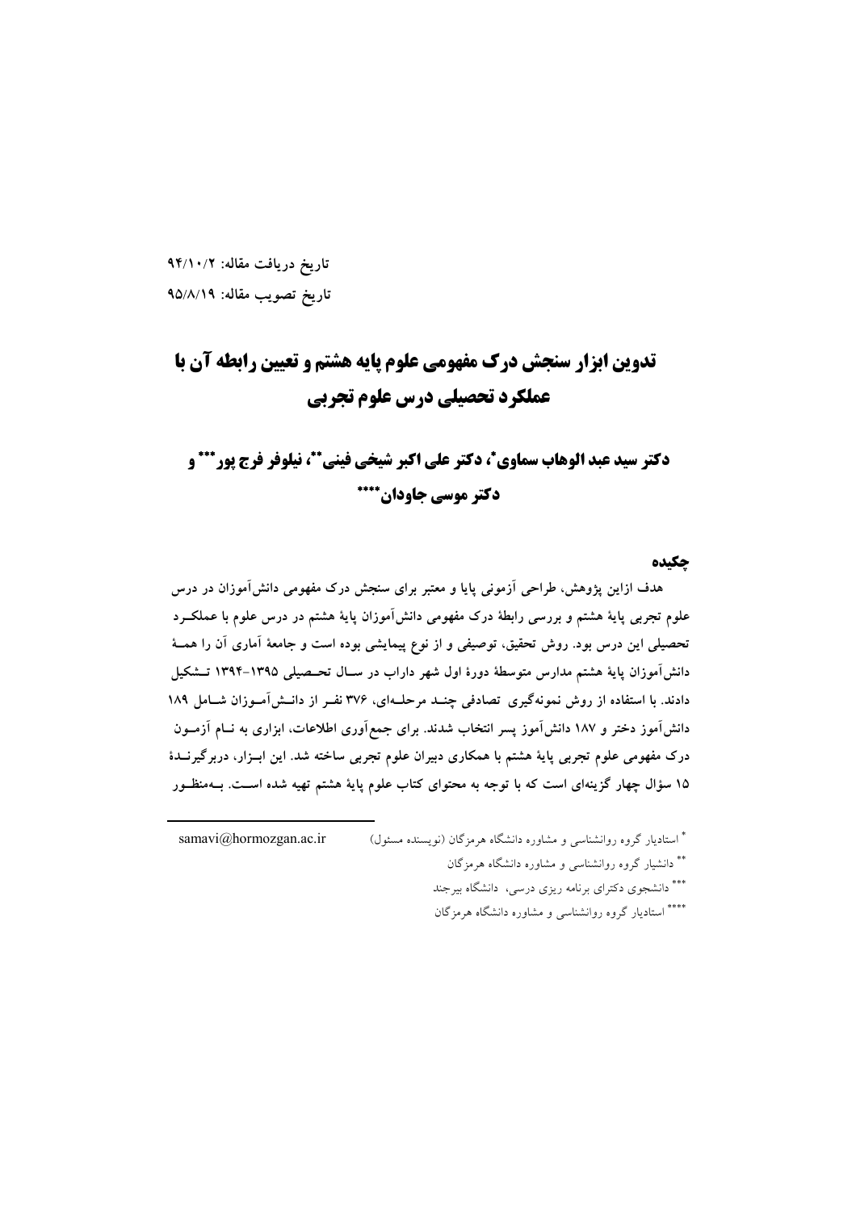تاریخ دریافت مقاله: ۹۴/۱۰/۲

تاریخ تصویب مقاله: ۹۵/۸/۱۹

# تدوین ابزار سنجش درک مفهومی علوم پایه هشتم و تعیین رابطه آن با عملکرد تحصیلی درس علوم تجربی

## دکتر سید عبد الوهاب سماوی[*]، دکتر علی اکبر شیخی فینی[**]، نیلوفر فرج پور[***] و دکتر موسی جاودان[****]

### چکیده

هدف ازاین پژوهش، طراحی آزمونی پایا و معتبر برای سنجش درک مفهومی دانش‌آموزان در درس علوم تجربی پایهٔ هشتم و بررسی رابطهٔ درک مفهومی دانش‌آموزان پایهٔ هشتم در درس علوم با عملکرد تحصیلی این درس بود. روش تحقیق، توصیفی و از نوع پیمایشی بوده است و جامعهٔ آماری آن را همهٔ دانش‌آموزان پایهٔ هشتم مدارس متوسطهٔ دورهٔ اول شهر داراب در سال تحصیلی ۱۳۹۵-۱۳۹۴ تشکیل دادند. با استفاده از روش نمونه‌گیری تصادفی چند مرحله‌ای، ۳۷۶ نفر از دانش‌آموزان شامل ۱۸۹ دانش‌آموز دختر و ۱۸۷ دانش‌آموز پسر انتخاب شدند. برای جمع‌آوری اطلاعات، ابزاری به نام آزمون درک مفهومی علوم تجربی پایهٔ هشتم با همکاری دبیران علوم تجربی ساخته شد. این ابزار، دربرگیرندهٔ ۱۵ سؤال چهار گزینه‌ای است که با توجه به محتوای کتاب علوم پایهٔ هشتم تهیه شده است. به‌منظور

---

[*] استادیار گروه روانشناسی و مشاوره دانشگاه هرمزگان (نویسنده مسئول) samavi@hormozgan.ac.ir

[**] دانشیار گروه روانشناسی و مشاوره دانشگاه هرمزگان

[***] دانشجوی دکترای برنامه ریزی درسی، دانشگاه بیرجند

[****] استادیار گروه روانشناسی و مشاوره دانشگاه هرمزگان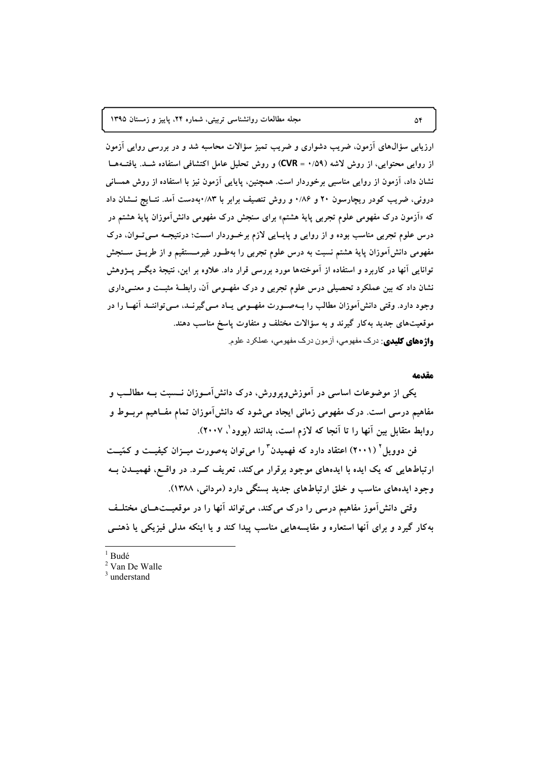ارزیابی سؤال‌های آزمون، ضریب دشواری و ضریب تمیز سؤالات محاسبه شد و در بررسی روایی آزمون از روایی محتوایی، از روش لاشه (CVR = ۰/۵۹) و روش تحلیل عامل اکتشافی استفاده شد. یافته‌ها نشان داد، آزمون از روایی مناسبی برخوردار است. همچنین، پایایی آزمون نیز با استفاده از روش همسانی درونی، ضریب کودر ریچارسون ۲۰ و ۰/۸۶ و روش تنصیف برابر با ۰/۸۳به‌دست آمد. نتایج نشان داد که «آزمون درک مفهومی علوم تجربی پایهٔ هشتم» برای سنجش درک مفهومی دانش‌آموزان پایهٔ هشتم در درس علوم تجربی مناسب بوده و از روایی و پایایی لازم برخوردار است؛ درنتیجه می‌توان، درک مفهومی دانش‌آموزان پایهٔ هشتم نسبت به درس علوم تجربی را به‌طور غیرمستقیم و از طریق سنجش توانایی آنها در کاربرد و استفاده از آموخته‌ها مورد بررسی قرار داد. علاوه بر این، نتیجهٔ دیگر پژوهش نشان داد که بین عملکرد تحصیلی درس علوم تجربی و درک مفهومی آن، رابطهٔ مثبت و معنی‌داری وجود دارد. وقتی دانش‌آموزان مطالب را به‌صورت مفهومی یاد می‌گیرند، می‌توانند آنها را در موقعیت‌های جدید به‌کار گیرند و به سؤالات مختلف و متفاوت پاسخ مناسب دهند.

**واژه‌های کلیدی**: درک مفهومی، آزمون درک مفهومی، عملکرد علوم.

## مقدمه

یکی از موضوعات اساسی در آموزش‌وپرورش، درک دانش‌آموزان نسبت به مطالب و مفاهیم درسی است. درک مفهومی زمانی ایجاد می‌شود که دانش‌آموزان تمام مفاهیم مربوط و روابط متقابل بین آنها را تا آنجا که لازم است، بدانند (بود[1]، ۲۰۰۷).

فن دوویل[2] (۲۰۰۱) اعتقاد دارد که فهمیدن[3] را می‌توان به‌صورت میزان کیفیت و کمّیت ارتباط‌هایی که یک ایده با ایده‌های موجود برقرار می‌کند، تعریف کرد. در واقع، فهمیدن به وجود ایده‌های مناسب و خلق ارتباط‌های جدید بستگی دارد (مردانی، ۱۳۸۸).

وقتی دانش‌آموز مفاهیم درسی را درک می‌کند، می‌تواند آنها را در موقعیت‌های مختلف به‌کار گیرد و برای آنها استعاره و مقایسه‌هایی مناسب پیدا کند و یا اینکه مدلی فیزیکی یا ذهنی

---

[1] Budé
[2] Van De Walle
[3] understand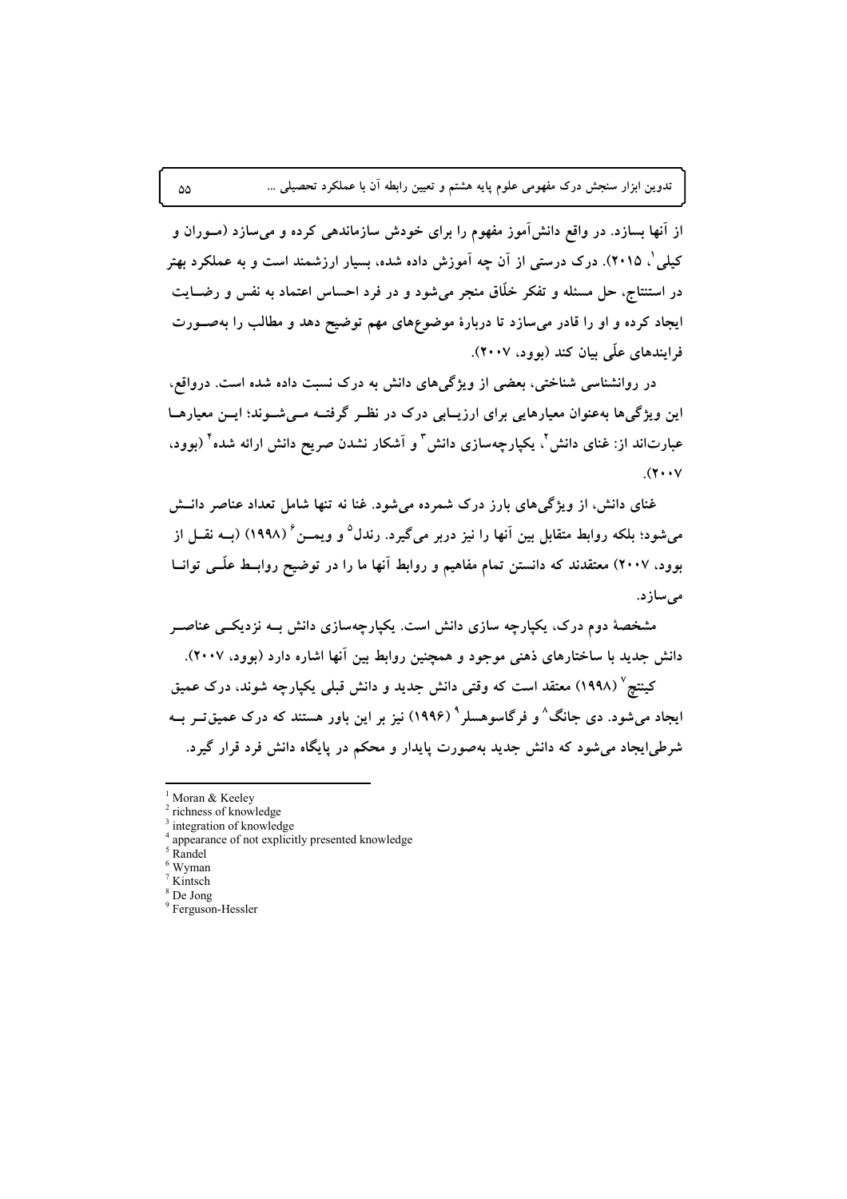از آنها بسازد. در واقع دانش‌آموز مفهوم را برای خودش سازماندهی کرده و می‌سازد (موران و کیلی[1]، ۲۰۱۵). درک درستی از آن چه آموزش داده شده، بسیار ارزشمند است و به عملکرد بهتر در استنتاج، حل مسئله و تفکر خلّاق منجر می‌شود و در فرد احساس اعتماد به نفس و رضایت ایجاد کرده و او را قادر می‌سازد تا دربارهٔ موضوع‌های مهم توضیح دهد و مطالب را به‌صورت فرایندهای علّی بیان کند (بوود، ۲۰۰۷).

در روانشناسی شناختی، بعضی از ویژگی‌های دانش به درک نسبت داده شده است. درواقع، این ویژگی‌ها به‌عنوان معیارهایی برای ارزیابی درک در نظر گرفته می‌شوند؛ این معیارها عبارت‌اند از: غنای دانش[2]، یکپارچه‌سازی دانش[3] و آشکار نشدن صریح دانش ارائه شده[4] (بوود، ۲۰۰۷).

غنای دانش، از ویژگی‌های بارز درک شمرده می‌شود. غنا نه تنها شامل تعداد عناصر دانش می‌شود؛ بلکه روابط متقابل بین آنها را نیز دربر می‌گیرد. رندل[5] و ویمن[6] (۱۹۹۸) (به نقل از بوود، ۲۰۰۷) معتقدند که دانستن تمام مفاهیم و روابط آنها ما را در توضیح روابط علّی توانا می‌سازد.

مشخصهٔ دوم درک، یکپارچه سازی دانش است. یکپارچه‌سازی دانش به نزدیکی عناصر دانش جدید با ساختارهای ذهنی موجود و همچنین روابط بین آنها اشاره دارد (بوود، ۲۰۰۷).

کینتچ[7] (۱۹۹۸) معتقد است که وقتی دانش جدید و دانش قبلی یکپارچه شوند، درک عمیق ایجاد می‌شود. دی جانگ[8] و فرگاسوهسلر[9] (۱۹۹۶) نیز بر این باور هستند که درک عمیق‌تر به شرطی‌ایجاد می‌شود که دانش جدید به‌صورت پایدار و محکم در پایگاه دانش فرد قرار گیرد.

---

[1] Moran & Keeley
[2] richness of knowledge
[3] integration of knowledge
[4] appearance of not explicitly presented knowledge
[5] Randel
[6] Wyman
[7] Kintsch
[8] De Jong
[9] Ferguson-Hessler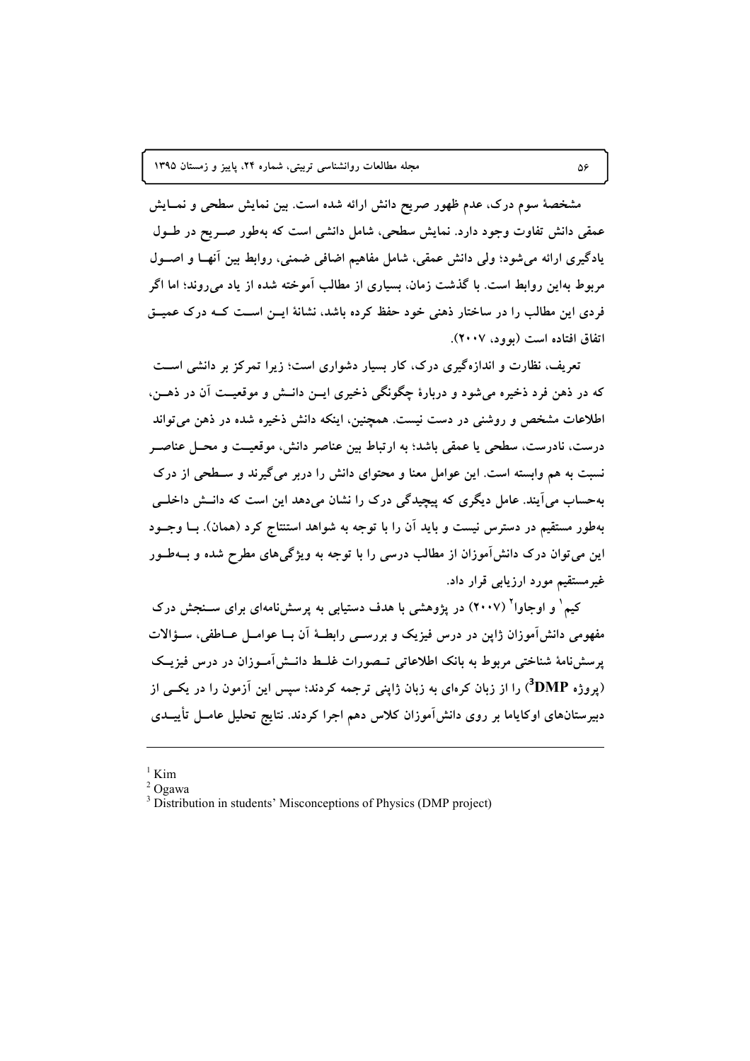مشخصهٔ سوم درک، عدم ظهور صریح دانش ارائه شده است. بین نمایش سطحی و نمایش عمقی دانش تفاوت وجود دارد. نمایش سطحی، شامل دانشی است که به‌طور صریح در طول یادگیری ارائه می‌شود؛ ولی دانش عمقی، شامل مفاهیم اضافی ضمنی، روابط بین آنها و اصول مربوط به‌این روابط است. با گذشت زمان، بسیاری از مطالب آموخته شده از یاد می‌روند؛ اما اگر فردی این مطالب را در ساختار ذهنی خود حفظ کرده باشد، نشانهٔ این است که درک عمیق اتفاق افتاده است (بوود، ۲۰۰۷).

تعریف، نظارت و اندازه‌گیری درک، کار بسیار دشواری است؛ زیرا تمرکز بر دانشی است که در ذهن فرد ذخیره می‌شود و دربارهٔ چگونگی ذخیری این دانش و موقعیت آن در ذهن، اطلاعات مشخص و روشنی در دست نیست. همچنین، اینکه دانش ذخیره شده در ذهن می‌تواند درست، نادرست، سطحی یا عمقی باشد؛ به ارتباط بین عناصر دانش، موقعیت و محل عناصر نسبت به هم وابسته است. این عوامل معنا و محتوای دانش را دربر می‌گیرند و سطحی از درک به‌حساب می‌آیند. عامل دیگری که پیچیدگی درک را نشان می‌دهد این است که دانش داخلی به‌طور مستقیم در دسترس نیست و باید آن را با توجه به شواهد استنتاج کرد (همان). با وجود این می‌توان درک دانش‌آموزان از مطالب درسی را با توجه به ویژگی‌های مطرح شده و به‌طور غیرمستقیم مورد ارزیابی قرار داد.

کیم[1] و اوجاوا[2] (۲۰۰۷) در پژوهشی با هدف دستیابی به پرسش‌نامه‌ای برای سنجش درک مفهومی دانش‌آموزان ژاپن در درس فیزیک و بررسی رابطهٔ آن با عوامل عاطفی، سؤالات پرسش‌نامهٔ شناختی مربوط به بانک اطلاعاتی تصورات غلط دانش‌آموزان در درس فیزیک (پروژه **DMP**[3]) را از زبان کره‌ای به زبان ژاپنی ترجمه کردند؛ سپس این آزمون را در یکی از دبیرستان‌های اوکایاما بر روی دانش‌آموزان کلاس دهم اجرا کردند. نتایج تحلیل عامل تأییدی

---

[1] Kim
[2] Ogawa
[3] Distribution in students' Misconceptions of Physics (DMP project)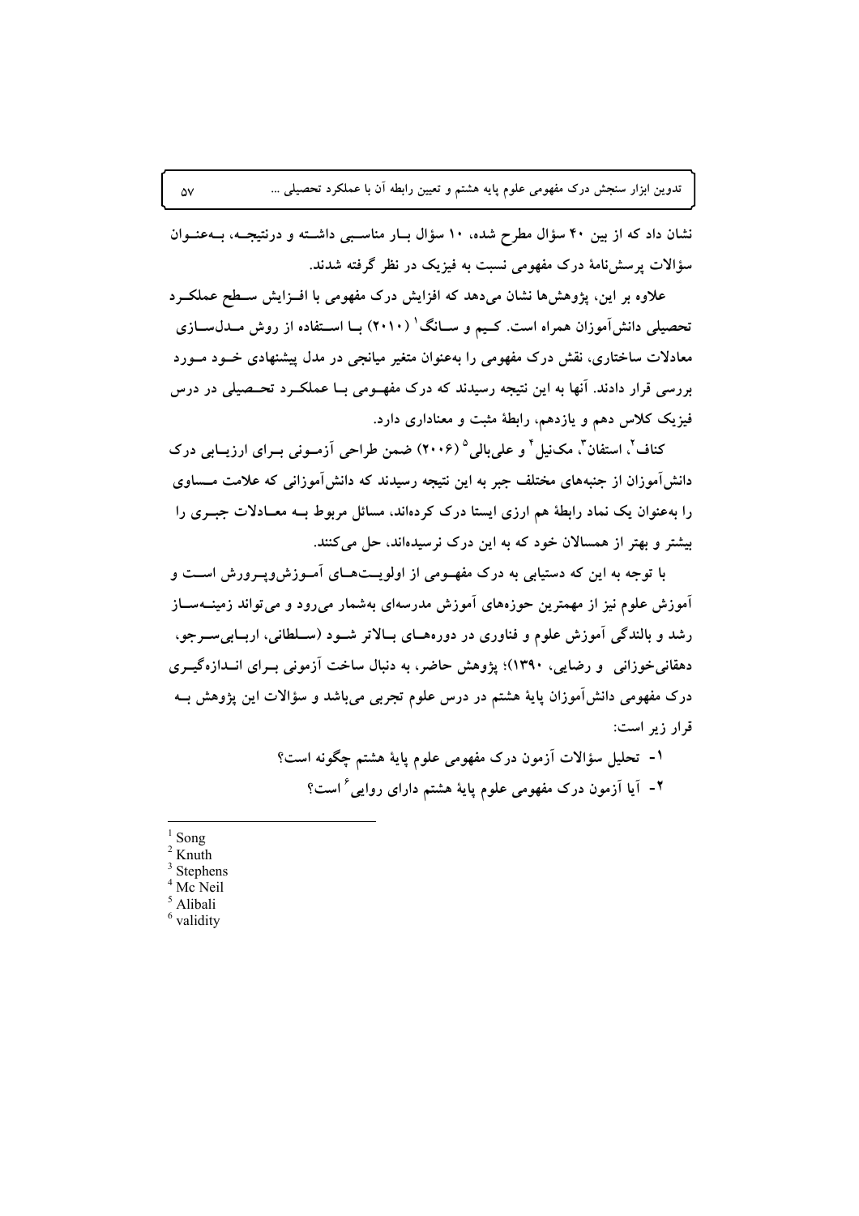نشان داد که از بین ۴۰ سؤال مطرح شده، ۱۰ سؤال بـار مناسـبی داشـته و درنتیجـه، بـه‌عنـوان سؤالات پرسش‌نامهٔ درک مفهومی نسبت به فیزیک در نظر گرفته شدند.

علاوه بر این، پژوهش‌ها نشان می‌دهد که افزایش درک مفهومی با افـزایش سـطح عملکـرد تحصیلی دانش‌آموزان همراه است. کـیم و سـانگ[1] (۲۰۱۰) بـا اسـتفاده از روش مـدل‌سـازی معادلات ساختاری، نقش درک مفهومی را به‌عنوان متغیر میانجی در مدل پیشنهادی خـود مـورد بررسی قرار دادند. آنها به این نتیجه رسیدند که درک مفهـومی بـا عملکـرد تحـصیلی در درس فیزیک کلاس دهم و یازدهم، رابطهٔ مثبت و معناداری دارد.

کناف[2]، استفان[3]، مک‌نیل[4] و علی‌بالی[5] (۲۰۰۶) ضمن طراحی آزمـونی بـرای ارزیـابی درک دانش‌آموزان از جنبه‌های مختلف جبر به این نتیجه رسیدند که دانش‌آموزانی که علامت مـساوی را به‌عنوان یک نماد رابطهٔ هم ارزی ایستا درک کرده‌اند، مسائل مربوط بـه معـادلات جبـری را بیشتر و بهتر از همسالان خود که به این درک نرسیده‌اند، حل می‌کنند.

با توجه به این که دستیابی به درک مفهـومی از اولویـت‌هـای آمـوزش‌وپـرورش اسـت و آموزش علوم نیز از مهمترین حوزه‌های آموزش مدرسه‌ای به‌شمار می‌رود و می‌تواند زمینـه‌سـاز رشد و بالندگی آموزش علوم و فناوری در دوره‌هـای بـالاتر شـود (سـلطانی، اربـابی‌سـرجو، دهقانی‌خوزانی و رضایی، ۱۳۹۰)؛ پژوهش حاضر، به دنبال ساخت آزمونی بـرای انـدازه‌گیـری درک مفهومی دانش‌آموزان پایهٔ هشتم در درس علوم تجربی می‌باشد و سؤالات این پژوهش بـه قرار زیر است:

۱- تحلیل سؤالات آزمون درک مفهومی علوم پایهٔ هشتم چگونه است؟

۲- آیا آزمون درک مفهومی علوم پایهٔ هشتم دارای روایی[6] است؟

---

[1] Song
[2] Knuth
[3] Stephens
[4] Mc Neil
[5] Alibali
[6] validity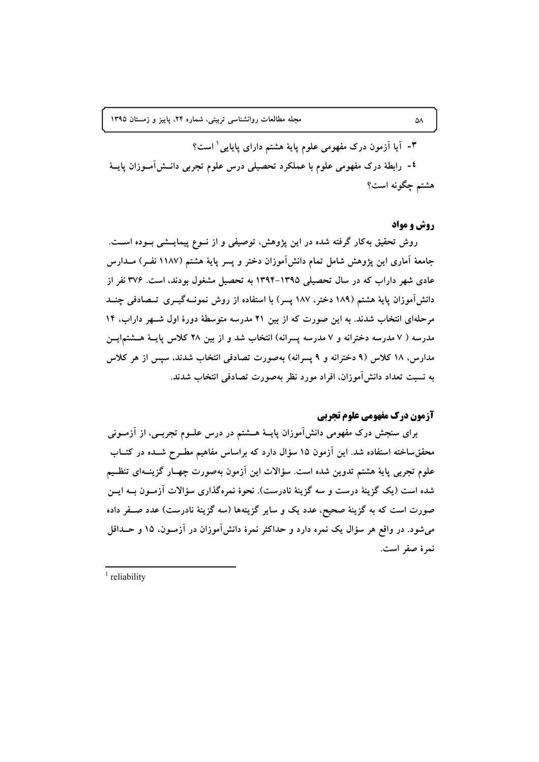۳- آیا آزمون درک مفهومی علوم پایهٔ هشتم دارای پایایی[1] است؟

٤- رابطهٔ درک مفهومی علوم با عملکرد تحصیلی درس علوم تجربی دانش‌آموزان پایهٔ هشتم چگونه است؟

## روش و مواد

روش تحقیق به‌کار گرفته شده در این پژوهش، توصیفی و از نوع پیمایشی بوده است. جامعهٔ آماری این پژوهش شامل تمام دانش‌آموزان دختر و پسر پایهٔ هشتم (۱۱۸۷ نفر) مدارس عادی شهر داراب که در سال تحصیلی ۱۳۹۵-۱۳۹۴ به تحصیل مشغول بودند، است. ۳۷۶ نفر از دانش‌آموزان پایهٔ هشتم (۱۸۹ دختر، ۱۸۷ پسر) با استفاده از روش نمونه‌گیری تصادفی چند مرحله‌ای انتخاب شدند. به این صورت که از بین ۲۱ مدرسه متوسطهٔ دورهٔ اول شهر داراب، ۱۴ مدرسه ( ۷ مدرسه دخترانه و ۷ مدرسه پسرانه) انتخاب شد و از بین ۲۸ کلاس پایهٔ هشتم‌این مدارس، ۱۸ کلاس (۹ دخترانه و ۹ پسرانه) به‌صورت تصادفی انتخاب شدند، سپس از هر کلاس به نسبت تعداد دانش‌آموزان، افراد مورد نظر به‌صورت تصادفی انتخاب شدند.

## آزمون درک مفهومی علوم تجربی

برای سنجش درک مفهومی دانش‌آموزان پایهٔ هشتم در درس علوم تجربی، از آزمونی محقق‌ساخته استفاده شد. این آزمون ۱۵ سؤال دارد که براساس مفاهیم مطرح شده در کتاب علوم تجربی پایهٔ هشتم تدوین شده است. سؤالات این آزمون به‌صورت چهار گزینه‌ای تنظیم شده است (یک گزینهٔ درست و سه گزینهٔ نادرست). نحوهٔ نمره‌گذاری سؤالات آزمون به این صورت است که به گزینهٔ صحیح، عدد یک و سایر گزینه‌ها (سه گزینهٔ نادرست) عدد صفر داده می‌شود. در واقع هر سؤال یک نمره دارد و حداکثر نمرهٔ دانش‌آموزان در آزمون، ۱۵ و حداقل نمرهٔ صفر است.

[1] reliability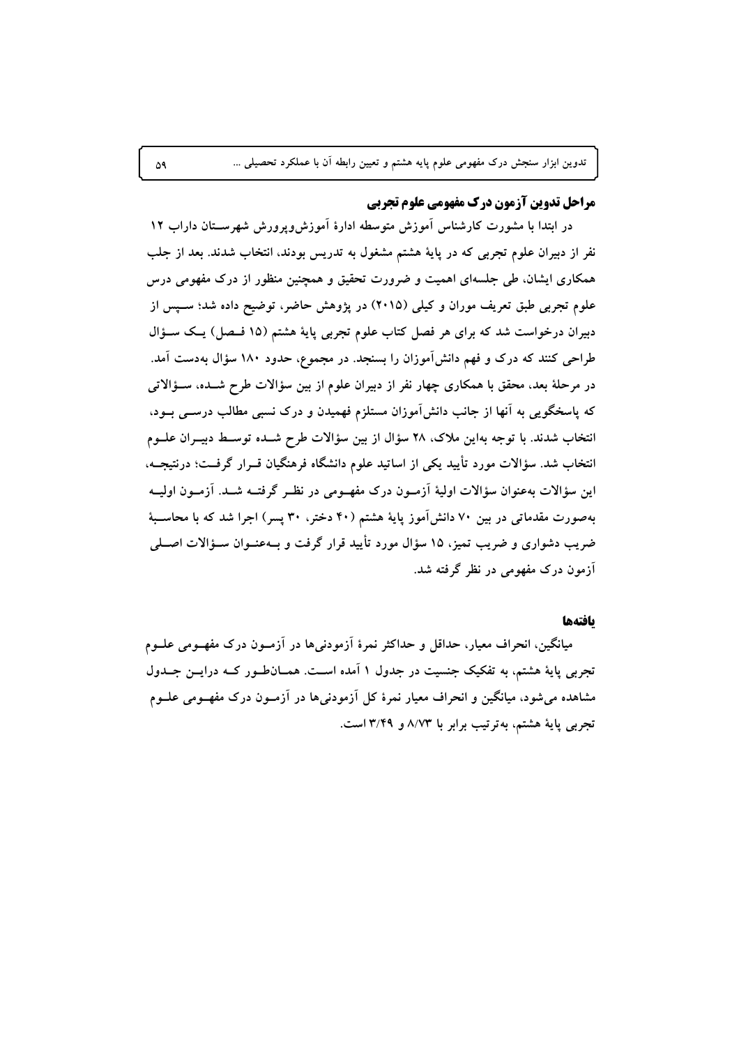## مراحل تدوین آزمون درک مفهومی علوم تجربی

در ابتدا با مشورت کارشناس آموزش متوسطه ادارهٔ آموزش‌وپرورش شهرستان داراب ۱۲ نفر از دبیران علوم تجربی که در پایهٔ هشتم مشغول به تدریس بودند، انتخاب شدند. بعد از جلب همکاری ایشان، طی جلسه‌ای اهمیت و ضرورت تحقیق و همچنین منظور از درک مفهومی درس علوم تجربی طبق تعریف موران و کیلی (۲۰۱۵) در پژوهش حاضر، توضیح داده شد؛ سپس از دبیران درخواست شد که برای هر فصل کتاب علوم تجربی پایهٔ هشتم (۱۵ فصل) یک سؤال طراحی کنند که درک و فهم دانش‌آموزان را بسنجد. در مجموع، حدود ۱۸۰ سؤال به‌دست آمد. در مرحلهٔ بعد، محقق با همکاری چهار نفر از دبیران علوم از بین سؤالات طرح شده، سؤالاتی که پاسخگویی به آنها از جانب دانش‌آموزان مستلزم فهمیدن و درک نسبی مطالب درسی بود، انتخاب شدند. با توجه به‌این ملاک، ۲۸ سؤال از بین سؤالات طرح شده توسط دبیران علوم انتخاب شد. سؤالات مورد تأیید یکی از اساتید علوم دانشگاه فرهنگیان قرار گرفت؛ درنتیجه، این سؤالات به‌عنوان سؤالات اولیهٔ آزمون درک مفهومی در نظر گرفته شد. آزمون اولیه به‌صورت مقدماتی در بین ۷۰ دانش‌آموز پایهٔ هشتم (۴۰ دختر، ۳۰ پسر) اجرا شد که با محاسبهٔ ضریب دشواری و ضریب تمیز، ۱۵ سؤال مورد تأیید قرار گرفت و به‌عنوان سؤالات اصلی آزمون درک مفهومی در نظر گرفته شد.

## یافته‌ها

میانگین، انحراف معیار، حداقل و حداکثر نمرهٔ آزمودنی‌ها در آزمون درک مفهومی علوم تجربی پایهٔ هشتم، به تفکیک جنسیت در جدول ۱ آمده است. همان‌طور که دراین جدول مشاهده می‌شود، میانگین و انحراف معیار نمرهٔ کل آزمودنی‌ها در آزمون درک مفهومی علوم تجربی پایهٔ هشتم، به‌ترتیب برابر با ۸/۷۳ و ۳/۴۹ است.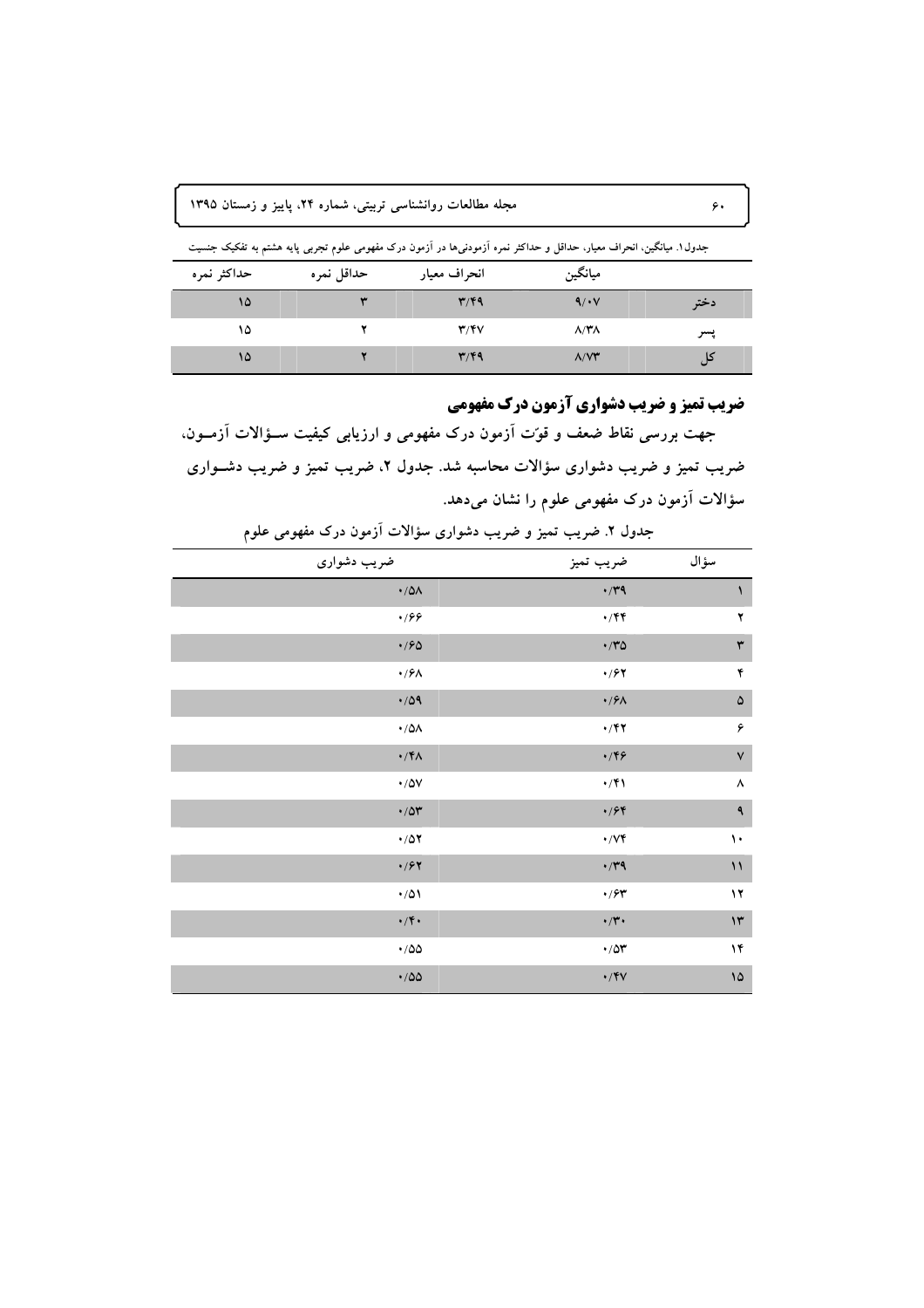جدول۱. میانگین، انحراف معیار، حداقل و حداکثر نمره آزمودنی‌ها در آزمون درک مفهومی علوم تجربی پایه هشتم به تفکیک جنسیت

| | میانگین | انحراف معیار | حداقل نمره | حداکثر نمره |
|---|---|---|---|---|
| دختر | ۹/۰۷ | ۳/۴۹ | ۳ | ۱۵ |
| پسر | ۸/۳۸ | ۳/۴۷ | ۲ | ۱۵ |
| کل | ۸/۷۳ | ۳/۴۹ | ۲ | ۱۵ |

## ضریب تمیز و ضریب دشواری آزمون درک مفهومی

جهت بررسی نقاط ضعف و قوّت آزمون درک مفهومی و ارزیابی کیفیت سؤالات آزمون، ضریب تمیز و ضریب دشواری سؤالات محاسبه شد. جدول ۲، ضریب تمیز و ضریب دشواری سؤالات آزمون درک مفهومی علوم را نشان می‌دهد.

جدول ۲. ضریب تمیز و ضریب دشواری سؤالات آزمون درک مفهومی علوم

| سؤال | ضریب تمیز | ضریب دشواری |
|---|---|---|
| ۱ | ۰/۳۹ | ۰/۵۸ |
| ۲ | ۰/۴۴ | ۰/۶۶ |
| ۳ | ۰/۳۵ | ۰/۶۵ |
| ۴ | ۰/۶۲ | ۰/۶۸ |
| ۵ | ۰/۶۸ | ۰/۵۹ |
| ۶ | ۰/۴۲ | ۰/۵۸ |
| ۷ | ۰/۴۶ | ۰/۴۸ |
| ۸ | ۰/۴۱ | ۰/۵۷ |
| ۹ | ۰/۶۴ | ۰/۵۳ |
| ۱۰ | ۰/۷۴ | ۰/۵۲ |
| ۱۱ | ۰/۳۹ | ۰/۶۲ |
| ۱۲ | ۰/۶۳ | ۰/۵۱ |
| ۱۳ | ۰/۳۰ | ۰/۴۰ |
| ۱۴ | ۰/۵۳ | ۰/۵۵ |
| ۱۵ | ۰/۴۷ | ۰/۵۵ |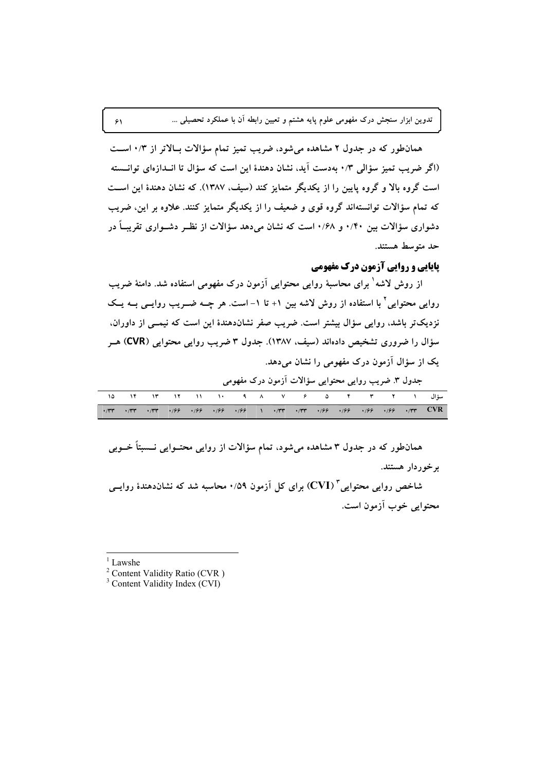همان‌طور که در جدول ۲ مشاهده می‌شود، ضریب تمیز تمام سؤالات بالاتر از ۰/۳ است (اگر ضریب تمیز سؤالی ۰/۳ به‌دست آید، نشان دهندهٔ این است که سؤال تا اندازه‌ای توانسته است گروه بالا و گروه پایین را از یکدیگر متمایز کند (سیف، ۱۳۸۷). که نشان دهندهٔ این است که تمام سؤالات توانسته‌اند گروه قوی و ضعیف را از یکدیگر متمایز کنند. علاوه بر این، ضریب دشواری سؤالات بین ۰/۴۰ و ۰/۶۸ است که نشان می‌دهد سؤالات از نظر دشواری تقریباً در حد متوسط هستند.

## پایایی و روایی آزمون درک مفهومی

از روش لاشه[1] برای محاسبهٔ روایی محتوایی آزمون درک مفهومی استفاده شد. دامنهٔ ضریب روایی محتوایی[2] با استفاده از روش لاشه بین ۱+ تا ۱- است. هر چه ضریب روایی به یک نزدیک‌تر باشد، روایی سؤال بیشتر است. ضریب صفر نشان‌دهندهٔ این است که نیمی از داوران، سؤال را ضروری تشخیص داده‌اند (سیف، ۱۳۸۷). جدول ۳ ضریب روایی محتوایی (CVR) هر یک از سؤال آزمون درک مفهومی را نشان می‌دهد.

جدول ۳. ضریب روایی محتوایی سؤالات آزمون درک مفهومی

| سؤال | ۱ | ۲ | ۳ | ۴ | ۵ | ۶ | ۷ | ۸ | ۹ | ۱۰ | ۱۱ | ۱۲ | ۱۳ | ۱۴ | ۱۵ |
|---|---|---|---|---|---|---|---|---|---|---|---|---|---|---|---|
| CVR | ۰/۳۳ | ۰/۶۶ | ۰/۶۶ | ۰/۶۶ | ۰/۶۶ | ۰/۳۳ | ۰/۳۳ | ۱ | ۰/۶۶ | ۰/۶۶ | ۰/۶۶ | ۰/۶۶ | ۰/۳۳ | ۰/۳۳ | ۰/۳۳ |

همان‌طور که در جدول ۳ مشاهده می‌شود، تمام سؤالات از روایی محتوایی نسبتاً خوبی برخوردار هستند.

شاخص روایی محتوایی[3] (CVI) برای کل آزمون ۰/۵۹ محاسبه شد که نشان‌دهندهٔ روایی محتوایی خوب آزمون است.

---

[1] Lawshe

[2] Content Validity Ratio (CVR )

[3] Content Validity Index (CVI)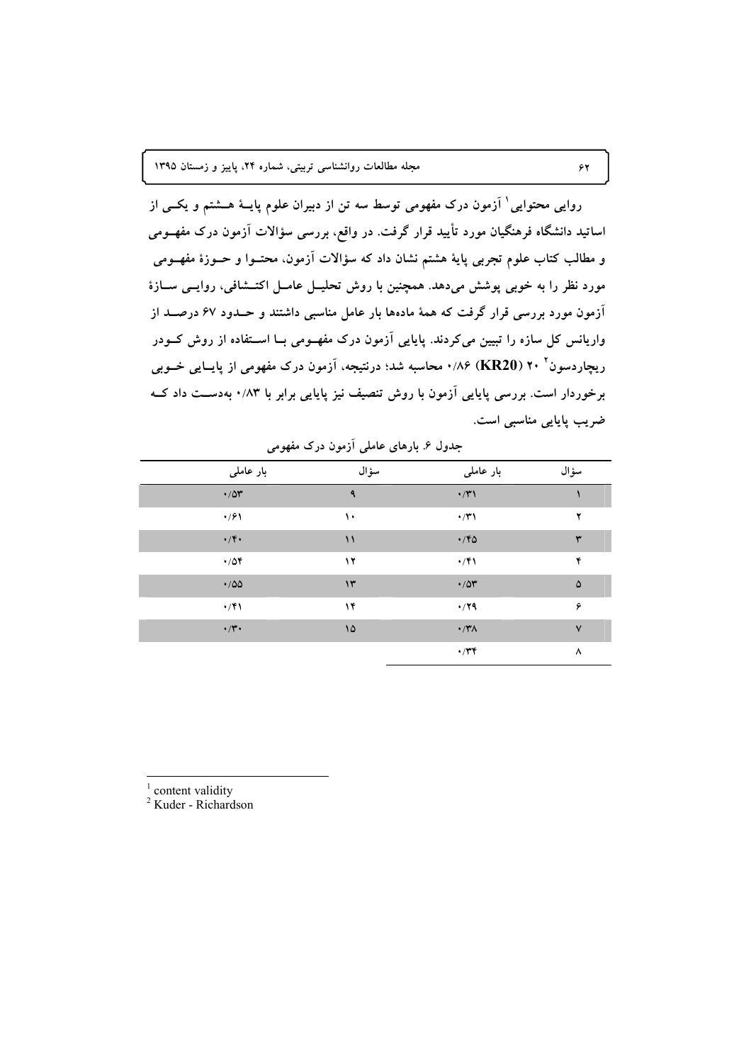روایی محتوایی[1] آزمون درک مفهومی توسط سه تن از دبیران علوم پایهٔ هشتم و یکی از اساتید دانشگاه فرهنگیان مورد تأیید قرار گرفت. در واقع، بررسی سؤالات آزمون درک مفهومی و مطالب کتاب علوم تجربی پایهٔ هشتم نشان داد که سؤالات آزمون، محتوا و حوزهٔ مفهومی مورد نظر را به خوبی پوشش می‌دهد. همچنین با روش تحلیل عامل اکتشافی، روایی سازهٔ آزمون مورد بررسی قرار گرفت که همهٔ ماده‌ها بار عامل مناسبی داشتند و حدود ۶۷ درصد از واریانس کل سازه را تبیین می‌کردند. پایایی آزمون درک مفهومی با استفاده از روش کودر ریچاردسون[2] ۲۰ (**KR20**) ۰/۸۶ محاسبه شد؛ درنتیجه، آزمون درک مفهومی از پایایی خوبی برخوردار است. بررسی پایایی آزمون با روش تنصیف نیز پایایی برابر با ۰/۸۳ به‌دست داد که ضریب پایایی مناسبی است.

جدول ۶. بارهای عاملی آزمون درک مفهومی

| سؤال | بار عاملی | سؤال | بار عاملی |
|---|---|---|---|
| ۱ | ۰/۳۱ | ۹ | ۰/۵۳ |
| ۲ | ۰/۳۱ | ۱۰ | ۰/۶۱ |
| ۳ | ۰/۴۵ | ۱۱ | ۰/۴۰ |
| ۴ | ۰/۴۱ | ۱۲ | ۰/۵۴ |
| ۵ | ۰/۵۳ | ۱۳ | ۰/۵۵ |
| ۶ | ۰/۲۹ | ۱۴ | ۰/۴۱ |
| ۷ | ۰/۳۸ | ۱۵ | ۰/۳۰ |
| ۸ | ۰/۳۴ | | |

[1] content validity
[2] Kuder - Richardson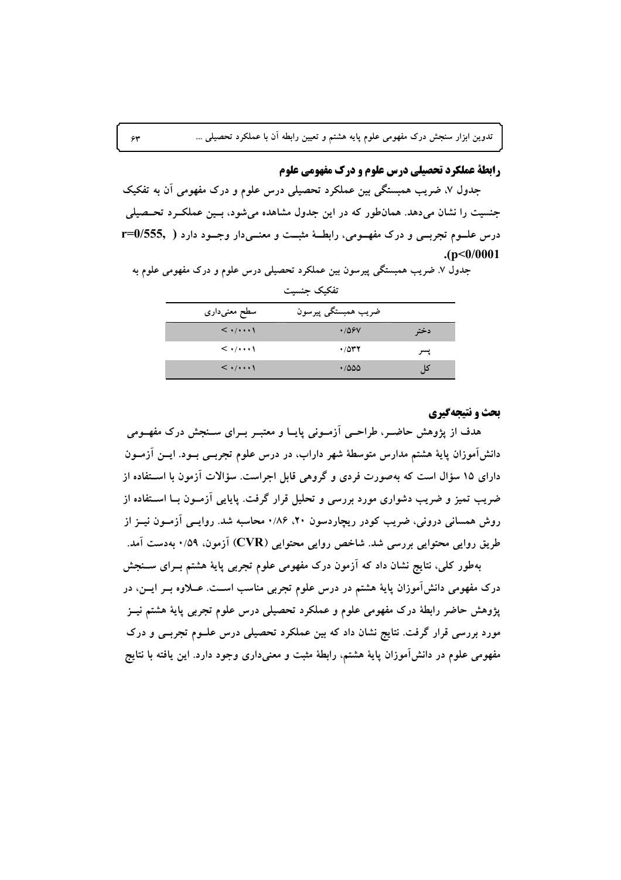### رابطهٔ عملکرد تحصیلی درس علوم و درک مفهومی علوم

جدول ۷، ضریب همبستگی بین عملکرد تحصیلی درس علوم و درک مفهومی آن به تفکیک جنسیت را نشان می‌دهد. همان‌طور که در این جدول مشاهده می‌شود، بین عملکرد تحصیلی درس علوم تجربی و درک مفهومی، رابطهٔ مثبت و معنی‌دار وجود دارد ( **r=0/555, p<0/0001**).

جدول ۷. ضریب همبستگی پیرسون بین عملکرد تحصیلی درس علوم و درک مفهومی علوم به تفکیک جنسیت

| | ضریب همبستگی پیرسون | سطح معنی‌داری |
|---|---|---|
| دختر | ۰/۵۶۷ | < ۰/۰۰۰۱ |
| پسر | ۰/۵۳۲ | < ۰/۰۰۰۱ |
| کل | ۰/۵۵۵ | < ۰/۰۰۰۱ |

### بحث و نتیجه‌گیری

هدف از پژوهش حاضر، طراحی آزمونی پایا و معتبر برای سنجش درک مفهومی دانش‌آموزان پایهٔ هشتم مدارس متوسطهٔ شهر داراب، در درس علوم تجربی بود. این آزمون دارای ۱۵ سؤال است که به‌صورت فردی و گروهی قابل اجراست. سؤالات آزمون با استفاده از ضریب تمیز و ضریب دشواری مورد بررسی و تحلیل قرار گرفت. پایایی آزمون با استفاده از روش همسانی درونی، ضریب کودر ریچاردسون ۲۰، ۰/۸۶ محاسبه شد. روایی آزمون نیز از طریق روایی محتوایی بررسی شد. شاخص روایی محتوایی (**CVR**) آزمون، ۰/۵۹ به‌دست آمد.

به‌طور کلی، نتایج نشان داد که آزمون درک مفهومی علوم تجربی پایهٔ هشتم برای سنجش درک مفهومی دانش‌آموزان پایهٔ هشتم در درس علوم تجربی مناسب است. علاوه بر این، در پژوهش حاضر رابطهٔ درک مفهومی علوم و عملکرد تحصیلی درس علوم تجربی پایهٔ هشتم نیز مورد بررسی قرار گرفت. نتایج نشان داد که بین عملکرد تحصیلی درس علوم تجربی و درک مفهومی علوم در دانش‌آموزان پایهٔ هشتم، رابطهٔ مثبت و معنی‌داری وجود دارد. این یافته با نتایج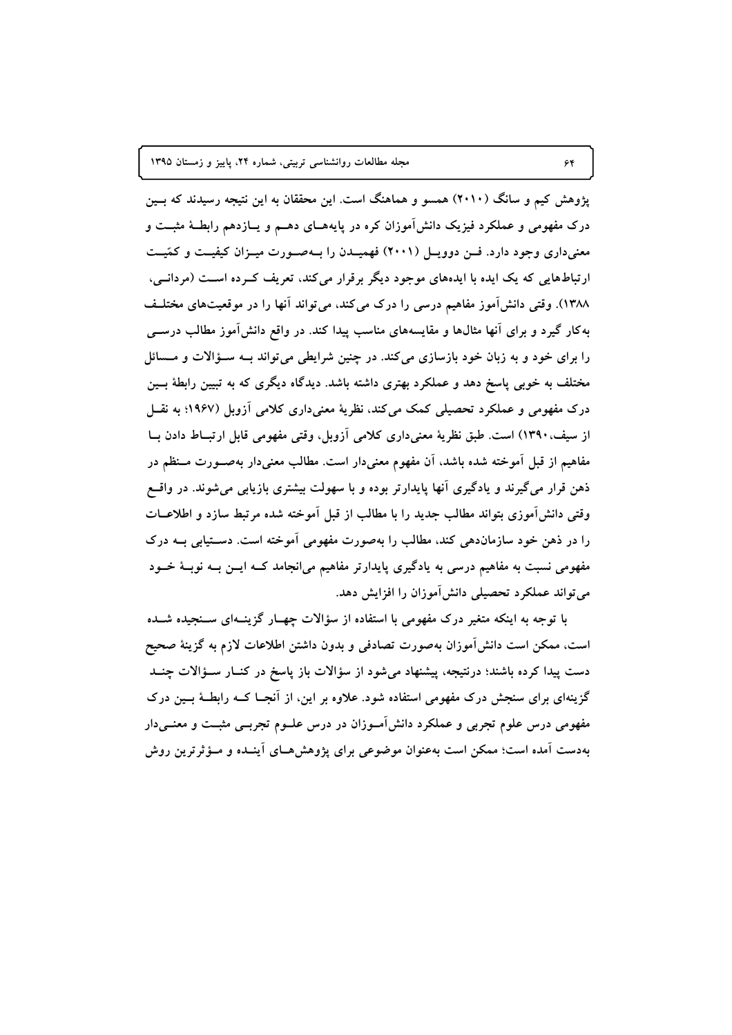پژوهش کیم و سانگ (۲۰۱۰) همسو و هماهنگ است. این محققان به این نتیجه رسیدند که بین درک مفهومی و عملکرد فیزیک دانش‌آموزان کره در پایه‌های دهم و یازدهم رابطهٔ مثبت و معنی‌داری وجود دارد. فن دوویل (۲۰۰۱) فهمیدن را به‌صورت میزان کیفیت و کمّیت ارتباط‌هایی که یک ایده با ایده‌های موجود دیگر برقرار می‌کند، تعریف کرده است (مردانی، ۱۳۸۸). وقتی دانش‌آموز مفاهیم درسی را درک می‌کند، می‌تواند آنها را در موقعیت‌های مختلف به‌کار گیرد و برای آنها مثال‌ها و مقایسه‌های مناسب پیدا کند. در واقع دانش‌آموز مطالب درسی را برای خود و به زبان خود بازسازی می‌کند. در چنین شرایطی می‌تواند به سؤالات و مسائل مختلف به خوبی پاسخ دهد و عملکرد بهتری داشته باشد. دیدگاه دیگری که به تبیین رابطهٔ بین درک مفهومی و عملکرد تحصیلی کمک می‌کند، نظریهٔ معنی‌داری کلامی آزوبل (۱۹۶۷؛ به نقل از سیف، ۱۳۹۰) است. طبق نظریهٔ معنی‌داری کلامی آزوبل، وقتی مفهومی قابل ارتباط دادن با مفاهیم از قبل آموخته شده باشد، آن مفهوم معنی‌دار است. مطالب معنی‌دار به‌صورت منظم در ذهن قرار می‌گیرند و یادگیری آنها پایدارتر بوده و با سهولت بیشتری بازیابی می‌شوند. در واقع وقتی دانش‌آموزی بتواند مطالب جدید را با مطالب از قبل آموخته شده مرتبط سازد و اطلاعات را در ذهن خود سازمان‌دهی کند، مطالب را به‌صورت مفهومی آموخته است. دستیابی به درک مفهومی نسبت به مفاهیم درسی به یادگیری پایدارتر مفاهیم می‌انجامد که این به نوبهٔ خود می‌تواند عملکرد تحصیلی دانش‌آموزان را افزایش دهد.

با توجه به اینکه متغیر درک مفهومی با استفاده از سؤالات چهار گزینه‌ای سنجیده شده است، ممکن است دانش‌آموزان به‌صورت تصادفی و بدون داشتن اطلاعات لازم به گزینهٔ صحیح دست پیدا کرده باشند؛ درنتیجه، پیشنهاد می‌شود از سؤالات باز پاسخ در کنار سؤالات چند گزینه‌ای برای سنجش درک مفهومی استفاده شود. علاوه بر این، از آنجا که رابطهٔ بین درک مفهومی درس علوم تجربی و عملکرد دانش‌آموزان در درس علوم تجربی مثبت و معنی‌دار به‌دست آمده است؛ ممکن است به‌عنوان موضوعی برای پژوهش‌های آینده و مؤثرترین روش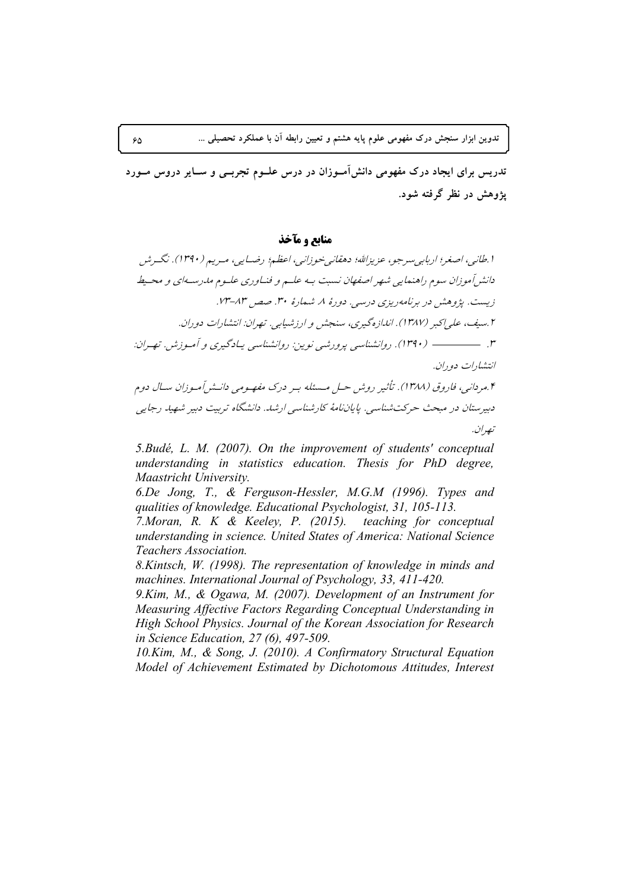تدریس برای ایجاد درک مفهومی دانش‌آموزان در درس علوم تجربی و سایر دروس مورد پژوهش در نظر گرفته شود.

## منابع و مآخذ

۱.طانی، اصغر؛ اربابی‌سرجو، عزیزالله؛ دهقانی‌خوزانی، اعظم؛ رضایی، مریم (۱۳۹۰). نگرش دانش‌آموزان سوم راهنمایی شهر اصفهان نسبت به علم و فناوری علوم مدرسه‌ای و محیط زیست. پژوهش در برنامه‌ریزی درسی. دورهٔ ۸ شمارهٔ ۳۰. صص ۸۳-۷۳.

۲.سیف، علی‌اکبر (۱۳۸۷). اندازه‌گیری، سنجش و ارزشیابی. تهران: انتشارات دوران.

۳. ———— (۱۳۹۰). روانشناسی پرورشی نوین: روانشناسی یادگیری و آموزش. تهران: انتشارات دوران.

۴.مردانی، فاروق (۱۳۸۸). تأثیر روش حل مسئله بر درک مفهومی دانش‌آموزان سال دوم دبیرستان در مبحث حرکت‌شناسی. پایان‌نامهٔ کارشناسی ارشد. دانشگاه تربیت دبیر شهید رجایی تهران.

5.Budé, L. M. (2007). *On the improvement of students' conceptual understanding in statistics education. Thesis for PhD degree, Maastricht University.*

6.De Jong, T., & Ferguson-Hessler, M.G.M (1996). *Types and qualities of knowledge. Educational Psychologist, 31, 105-113.*

7.Moran, R. K & Keeley, P. (2015). *teaching for conceptual understanding in science. United States of America: National Science Teachers Association.*

8.Kintsch, W. (1998). *The representation of knowledge in minds and machines. International Journal of Psychology, 33, 411-420.*

9.Kim, M., & Ogawa, M. (2007). *Development of an Instrument for Measuring Affective Factors Regarding Conceptual Understanding in High School Physics. Journal of the Korean Association for Research in Science Education, 27 (6), 497-509.*

10.Kim, M., & Song, J. (2010). *A Confirmatory Structural Equation Model of Achievement Estimated by Dichotomous Attitudes, Interest*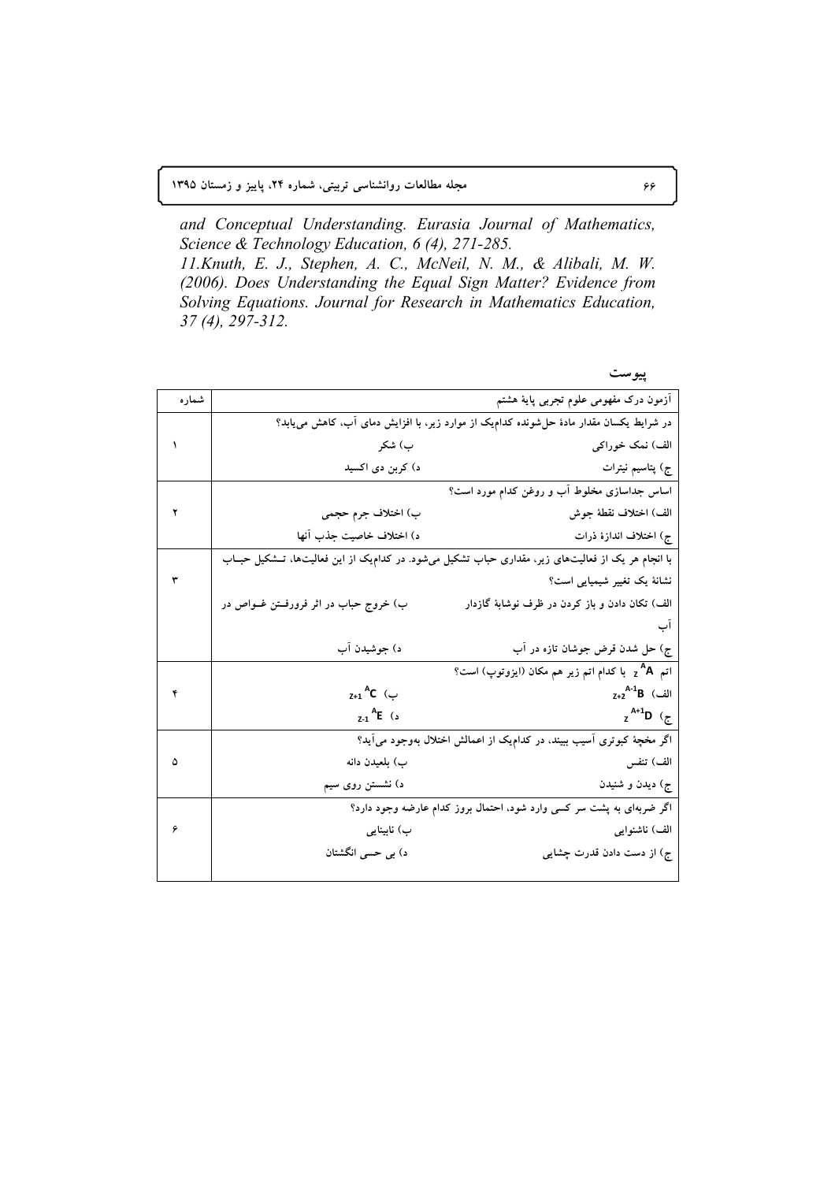and Conceptual Understanding. *Eurasia Journal of Mathematics, Science & Technology Education, 6 (4)*, 271-285.

11.Knuth, E. J., Stephen, A. C., McNeil, N. M., & Alibali, M. W. (2006). Does Understanding the Equal Sign Matter? Evidence from Solving Equations. *Journal for Research in Mathematics Education, 37 (4)*, 297-312.

## پیوست

| آزمون درک مفهومی علوم تجربی پایهٔ هشتم | | شماره |
|---|---|---|
| در شرایط یکسان مقدار مادهٔ حل‌شونده کدام‌یک از موارد زیر، با افزایش دمای آب، کاهش می‌یابد؟ | | ۱ |
| الف) نمک خوراکی | ب) شکر | |
| ج) پتاسیم نیترات | د) کربن دی اکسید | |
| اساس جداسازی مخلوط آب و روغن کدام مورد است؟ | | ۲ |
| الف) اختلاف نقطهٔ جوش | ب) اختلاف جرم حجمی | |
| ج) اختلاف اندازهٔ ذرات | د) اختلاف خاصیت جذب آنها | |
| با انجام هر یک از فعالیت‌های زیر، مقداری حباب تشکیل می‌شود. در کدام‌یک از این فعالیت‌ها، تشکیل حباب نشانهٔ یک تغییر شیمیایی است؟ | | ۳ |
| الف) تکان دادن و باز کردن در ظرف نوشابهٔ گازدار | ب) خروج حباب در اثر فرورفتن غواص در آب | |
| ج) حل شدن قرص جوشان تازه در آب | د) جوشیدن آب | |
| اتم $A^{A}_{z}$ با کدام اتم زیر هم مکان (ایزوتوپ) است؟ | | ۴ |
| الف) $_{z+2}^{A-1}B$ | ب) $_{z+1}^{A}C$ | |
| ج) $_{z}^{A+1}D$ | د) $_{z-1}^{A}E$ | |
| اگر مخچهٔ کبوتری آسیب ببیند، در کدام‌یک از اعمالش اختلال به‌وجود می‌آید؟ | | ۵ |
| الف) تنفس | ب) بلعیدن دانه | |
| ج) دیدن و شنیدن | د) نشستن روی سیم | |
| اگر ضربه‌ای به پشت سر کسی وارد شود، احتمال بروز کدام عارضه وجود دارد؟ | | ۶ |
| الف) ناشنوایی | ب) نابینایی | |
| ج) از دست دادن قدرت چشایی | د) بی حسی انگشتان | |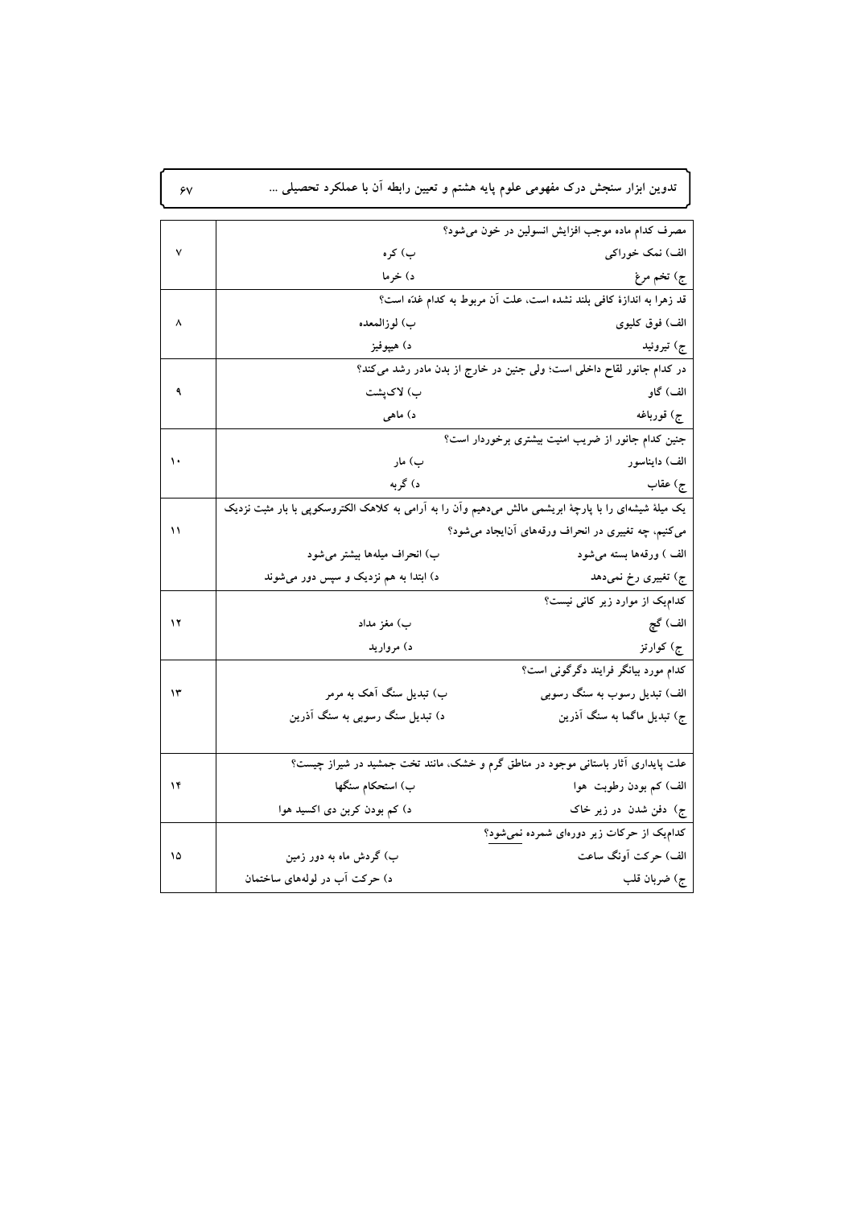| | |
|---|---|
| ۷ | مصرف کدام ماده موجب افزایش انسولین در خون می‌شود؟<br>الف) نمک خوراکی ب) کره<br>ج) تخم مرغ د) خرما |
| ۸ | قد زهرا به اندازهٔ کافی بلند نشده است، علت آن مربوط به کدام غدّه است؟<br>الف) فوق کلیوی ب) لوزالمعده<br>ج) تیروئید د) هیپوفیز |
| ۹ | در کدام جانور لقاح داخلی است؛ ولی جنین در خارج از بدن مادر رشد می‌کند؟<br>الف) گاو ب) لاک‌پشت<br>ج) قورباغه د) ماهی |
| ۱۰ | جنین کدام جانور از ضریب امنیت بیشتری برخوردار است؟<br>الف) دایناسور ب) مار<br>ج) عقاب د) گربه |
| ۱۱ | یک میلهٔ شیشه‌ای را با پارچهٔ ابریشمی مالش می‌دهیم وآن را به آرامی به کلاهک الکتروسکوپی با بار مثبت نزدیک می‌کنیم، چه تغییری در انحراف ورقه‌های آن‌ایجاد می‌شود؟<br>الف ) ورقه‌ها بسته می‌شود ب) انحراف میله‌ها بیشتر می‌شود<br>ج) تغییری رخ نمی‌دهد د) ابتدا به هم نزدیک و سپس دور می‌شوند |
| ۱۲ | کدام‌یک از موارد زیر کانی نیست؟<br>الف) گچ ب) مغز مداد<br>ج) کوارتز د) مروارید |
| ۱۳ | کدام مورد بیانگر فرایند دگرگونی است؟<br>الف) تبدیل رسوب به سنگ رسوبی ب) تبدیل سنگ آهک به مرمر<br>ج) تبدیل ماگما به سنگ آذرین د) تبدیل سنگ رسوبی به سنگ آذرین |
| ۱۴ | علت پایداری آثار باستانی موجود در مناطق گرم و خشک، مانند تخت جمشید در شیراز چیست؟<br>الف) کم بودن رطوبت هوا ب) استحکام سنگها<br>ج) دفن شدن در زیر خاک د) کم بودن کربن دی اکسید هوا |
| ۱۵ | کدام‌یک از حرکات زیر دوره‌ای شمرده نمی‌شود؟<br>الف) حرکت آونگ ساعت ب) گردش ماه به دور زمین<br>ج) ضربان قلب د) حرکت آب در لوله‌های ساختمان |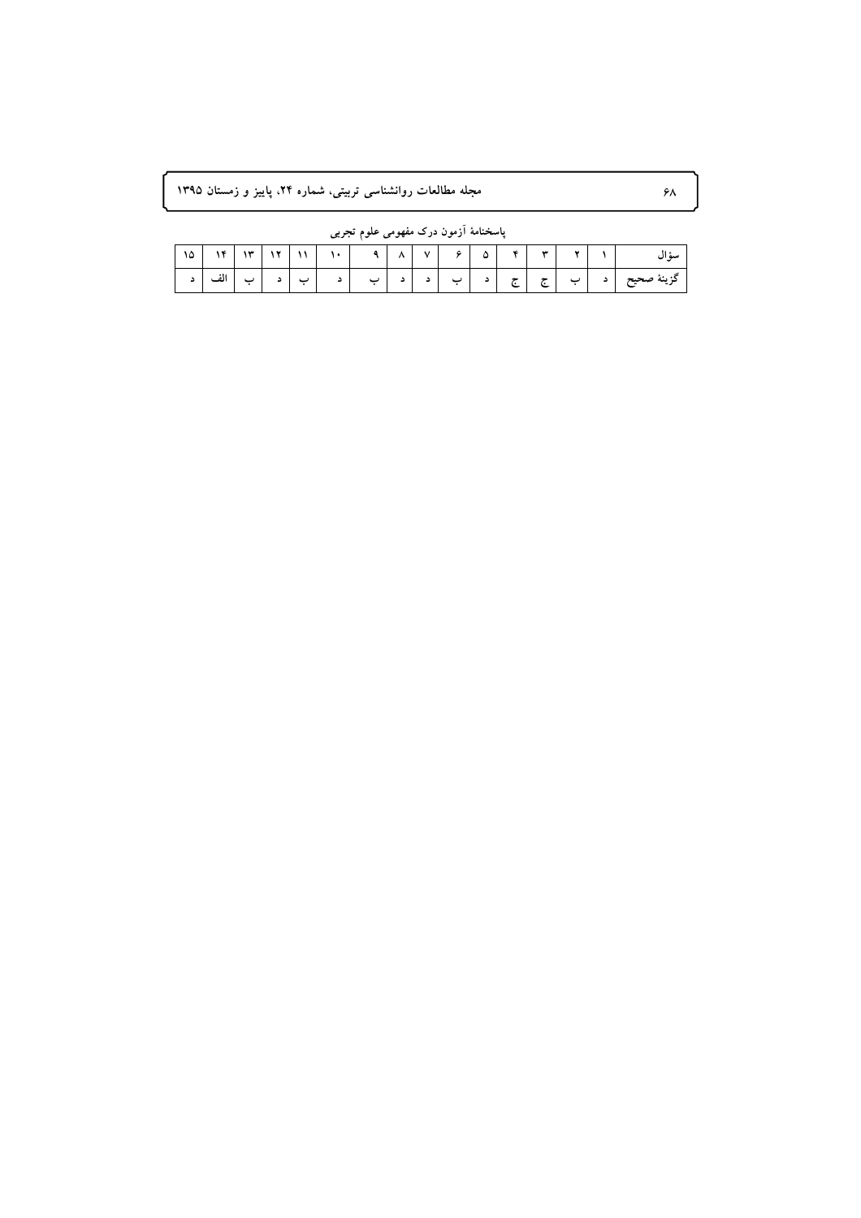پاسخنامهٔ آزمون درک مفهومی علوم تجربی

| سؤال | ۱ | ۲ | ۳ | ۴ | ۵ | ۶ | ۷ | ۸ | ۹ | ۱۰ | ۱۱ | ۱۲ | ۱۳ | ۱۴ | ۱۵ |
|---|---|---|---|---|---|---|---|---|---|---|---|---|---|---|---|
| گزینهٔ صحیح | د | ب | ج | ج | د | ب | د | د | ب | د | ب | د | ب | الف | د |